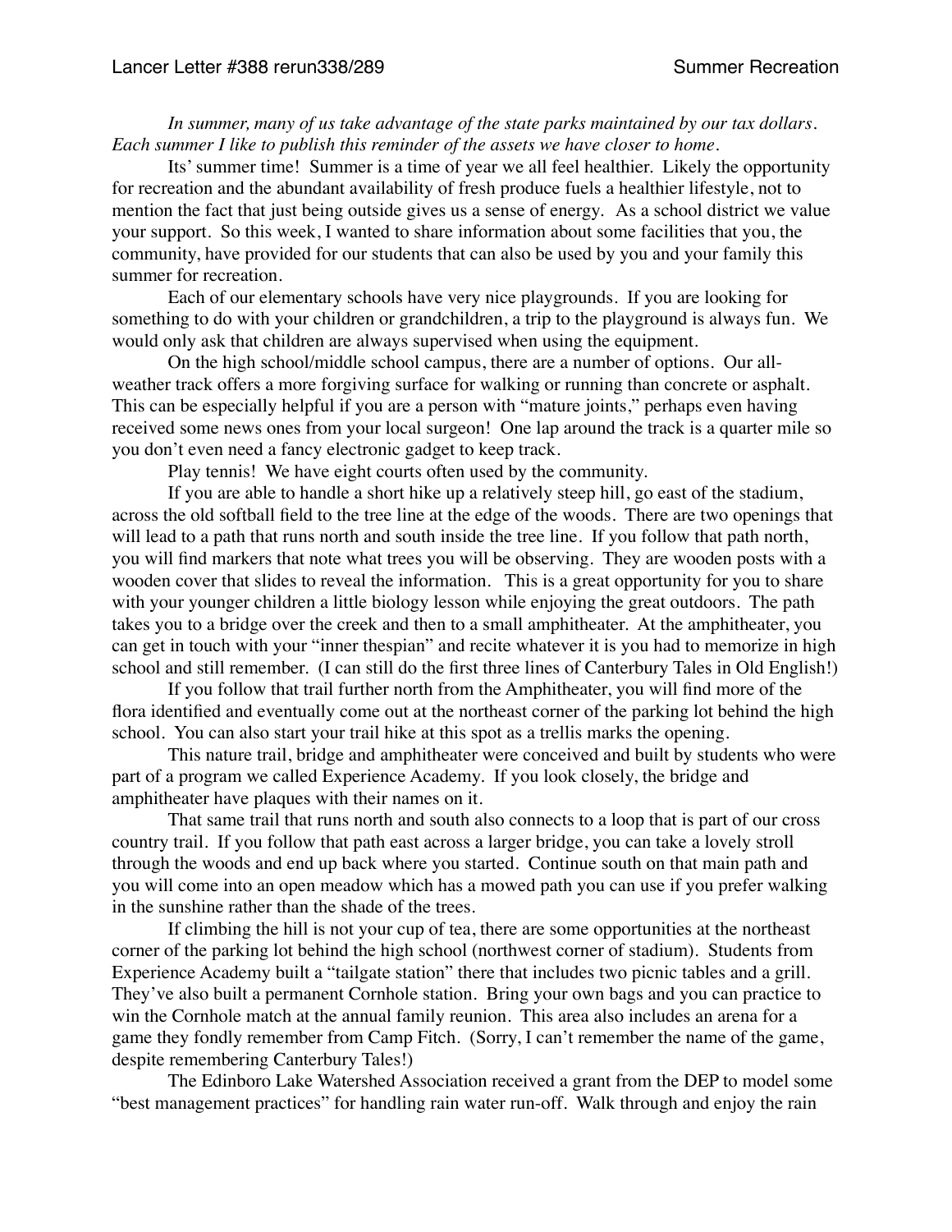*In summer, many of us take advantage of the state parks maintained by our tax dollars. Each summer I like to publish this reminder of the assets we have closer to home.*

Its' summer time! Summer is a time of year we all feel healthier. Likely the opportunity for recreation and the abundant availability of fresh produce fuels a healthier lifestyle, not to mention the fact that just being outside gives us a sense of energy. As a school district we value your support. So this week, I wanted to share information about some facilities that you, the community, have provided for our students that can also be used by you and your family this summer for recreation.

Each of our elementary schools have very nice playgrounds. If you are looking for something to do with your children or grandchildren, a trip to the playground is always fun. We would only ask that children are always supervised when using the equipment.

On the high school/middle school campus, there are a number of options. Our all-weather track offers a more forgiving surface for walking or running than concrete or asphalt. This can be especially helpful if you are a person with "mature joints," perhaps even having received some news ones from your local surgeon! One lap around the track is a quarter mile so you don't even need a fancy electronic gadget to keep track.

Play tennis! We have eight courts often used by the community.

If you are able to handle a short hike up a relatively steep hill, go east of the stadium, across the old softball field to the tree line at the edge of the woods. There are two openings that will lead to a path that runs north and south inside the tree line. If you follow that path north, you will find markers that note what trees you will be observing. They are wooden posts with a wooden cover that slides to reveal the information. This is a great opportunity for you to share with your younger children a little biology lesson while enjoying the great outdoors. The path takes you to a bridge over the creek and then to a small amphitheater. At the amphitheater, you can get in touch with your "inner thespian" and recite whatever it is you had to memorize in high school and still remember. (I can still do the first three lines of Canterbury Tales in Old English!)

If you follow that trail further north from the Amphitheater, you will find more of the flora identified and eventually come out at the northeast corner of the parking lot behind the high school. You can also start your trail hike at this spot as a trellis marks the opening.

This nature trail, bridge and amphitheater were conceived and built by students who were part of a program we called Experience Academy. If you look closely, the bridge and amphitheater have plaques with their names on it.

That same trail that runs north and south also connects to a loop that is part of our cross country trail. If you follow that path east across a larger bridge, you can take a lovely stroll through the woods and end up back where you started. Continue south on that main path and you will come into an open meadow which has a mowed path you can use if you prefer walking in the sunshine rather than the shade of the trees.

If climbing the hill is not your cup of tea, there are some opportunities at the northeast corner of the parking lot behind the high school (northwest corner of stadium). Students from Experience Academy built a "tailgate station" there that includes two picnic tables and a grill. They've also built a permanent Cornhole station. Bring your own bags and you can practice to win the Cornhole match at the annual family reunion. This area also includes an arena for a game they fondly remember from Camp Fitch. (Sorry, I can't remember the name of the game, despite remembering Canterbury Tales!)

The Edinboro Lake Watershed Association received a grant from the DEP to model some "best management practices" for handling rain water run-off. Walk through and enjoy the rain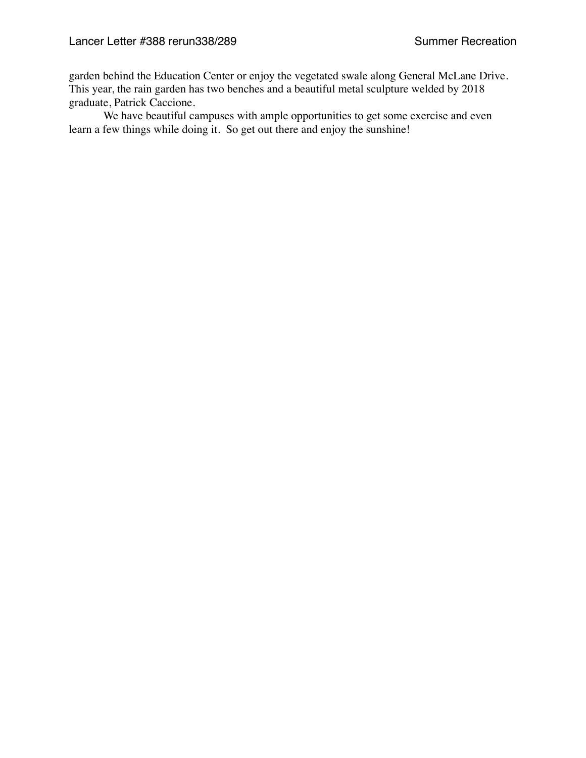garden behind the Education Center or enjoy the vegetated swale along General McLane Drive. This year, the rain garden has two benches and a beautiful metal sculpture welded by 2018 graduate, Patrick Caccione.

We have beautiful campuses with ample opportunities to get some exercise and even learn a few things while doing it. So get out there and enjoy the sunshine!